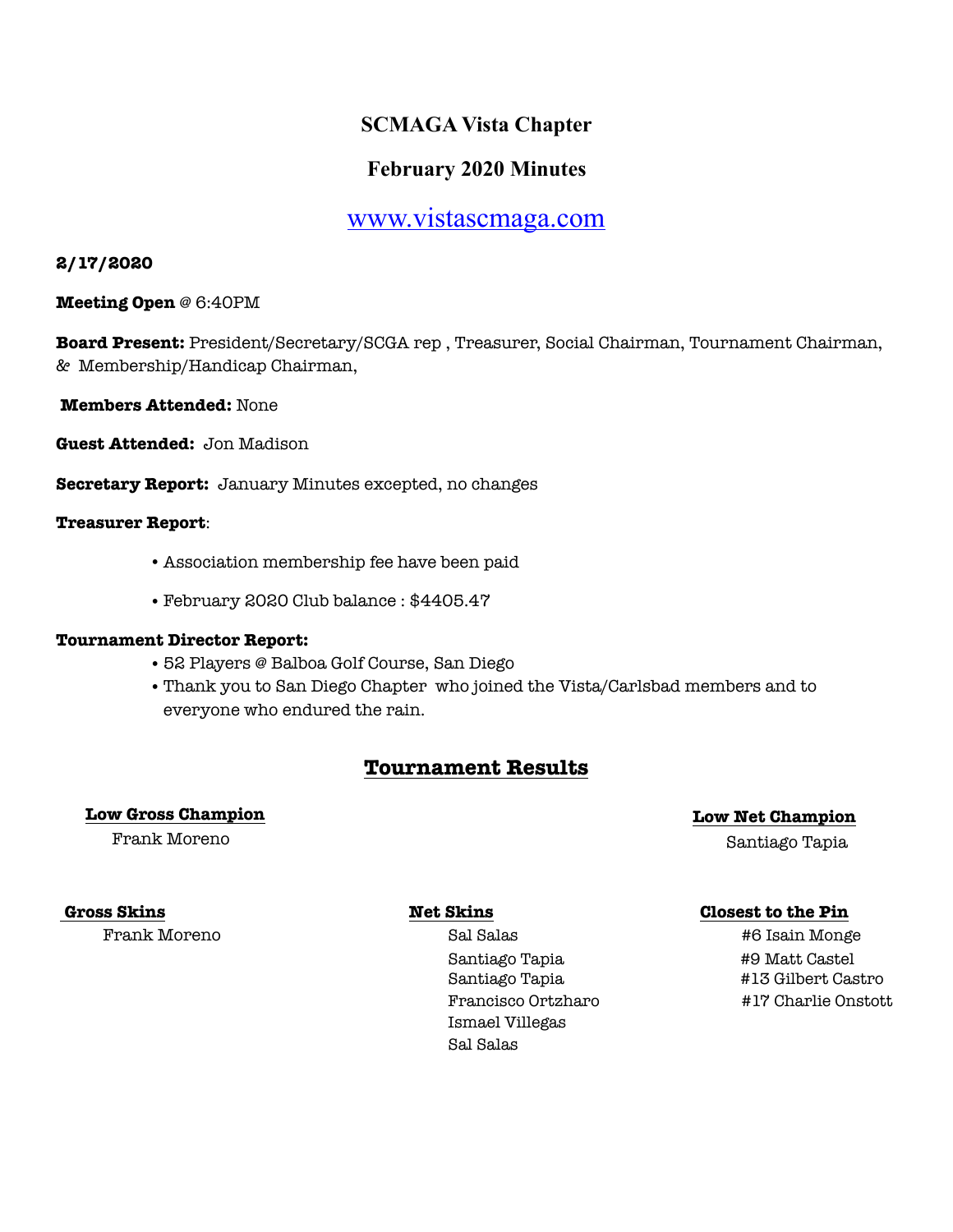# SCMAGA Vista Chapter

## February 2020 Minutes

[www.vistascmaga.com](http://www.vistascmaga.com)

**2/17/2020**

**Meeting Open** @ 6:40PM

**Board Present:** President/Secretary/SCGA rep , Treasurer, Social Chairman, Tournament Chairman, & Membership/Handicap Chairman,

**Members Attended:** None

**Guest Attended:** Jon Madison

**Secretary Report:** January Minutes excepted, no changes

**Treasurer Report**:

- Association membership fee have been paid
- February 2020 Club balance : $4405.47

**Tournament Director Report:**

- 52 Players @ Balboa Golf Course, San Diego
- Thank you to San Diego Chapter who joined the Vista/Carlsbad members and to everyone who endured the rain.

## Tournament Results

**Low Gross Champion**

Frank Moreno

**Low Net Champion**

Santiago Tapia

**Gross Skins**

Frank Moreno

**Net Skins**

Sal Salas
Santiago Tapia
Santiago Tapia
Francisco Ortzharo
Ismael Villegas
Sal Salas

**Closest to the Pin**

#6 Isain Monge
#9 Matt Castel
#13 Gilbert Castro
#17 Charlie Onstott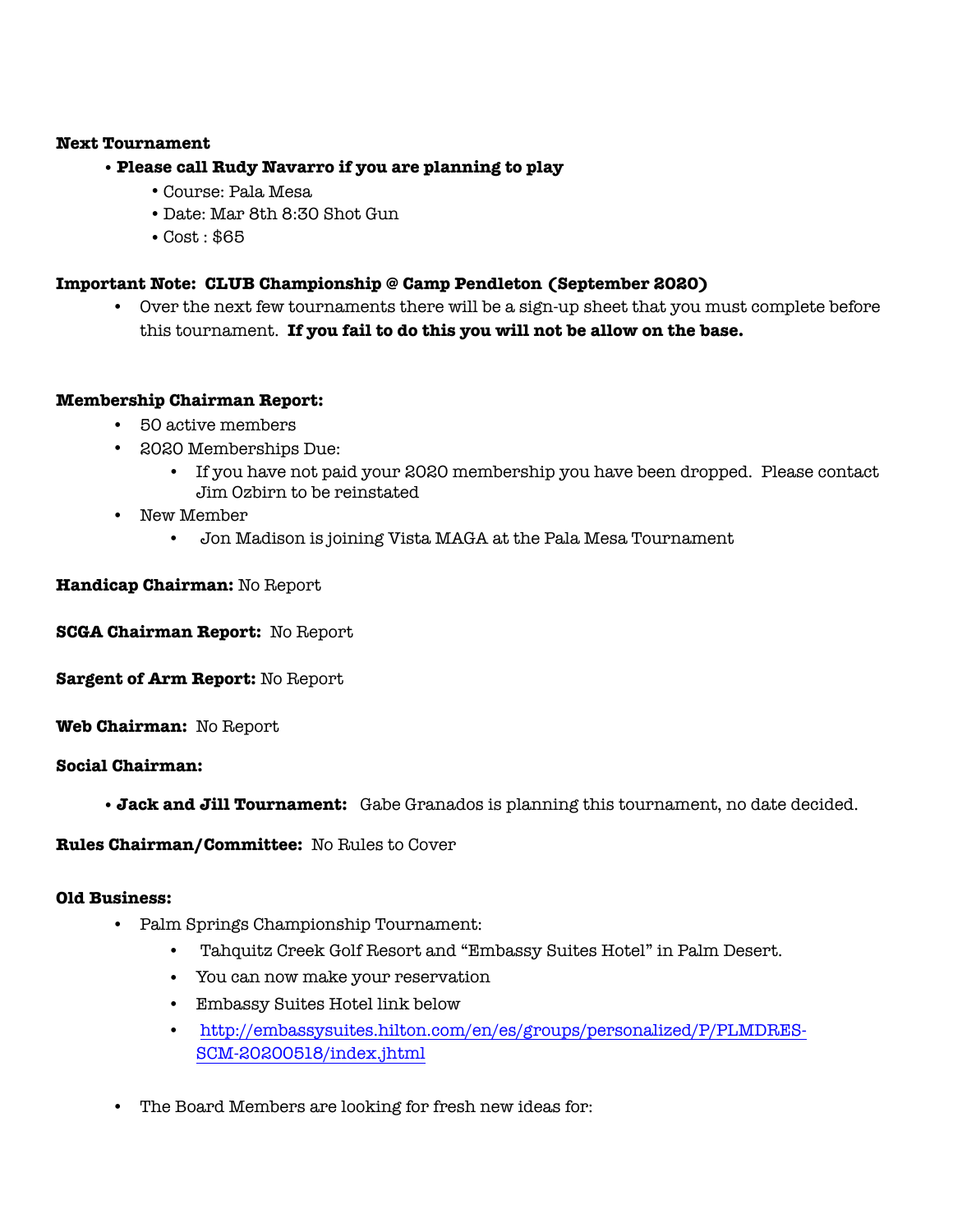**Next Tournament**

- **Please call Rudy Navarro if you are planning to play**
  - Course: Pala Mesa
  - Date: Mar 8th 8:30 Shot Gun
  - Cost : $65

**Important Note: CLUB Championship @ Camp Pendleton (September 2020)**

- Over the next few tournaments there will be a sign-up sheet that you must complete before this tournament. **If you fail to do this you will not be allow on the base.**

**Membership Chairman Report:**

- 50 active members
- 2020 Memberships Due:
  - If you have not paid your 2020 membership you have been dropped. Please contact Jim Ozbirn to be reinstated
- New Member
  - Jon Madison is joining Vista MAGA at the Pala Mesa Tournament

**Handicap Chairman:** No Report

**SCGA Chairman Report:** No Report

**Sargent of Arm Report:** No Report

**Web Chairman:** No Report

**Social Chairman:**

- **Jack and Jill Tournament:** Gabe Granados is planning this tournament, no date decided.

**Rules Chairman/Committee:** No Rules to Cover

**Old Business:**

- Palm Springs Championship Tournament:
  - Tahquitz Creek Golf Resort and "Embassy Suites Hotel" in Palm Desert.
  - You can now make your reservation
  - Embassy Suites Hotel link below
  - http://embassysuites.hilton.com/en/es/groups/personalized/P/PLMDRES-SCM-20200518/index.jhtml

- The Board Members are looking for fresh new ideas for: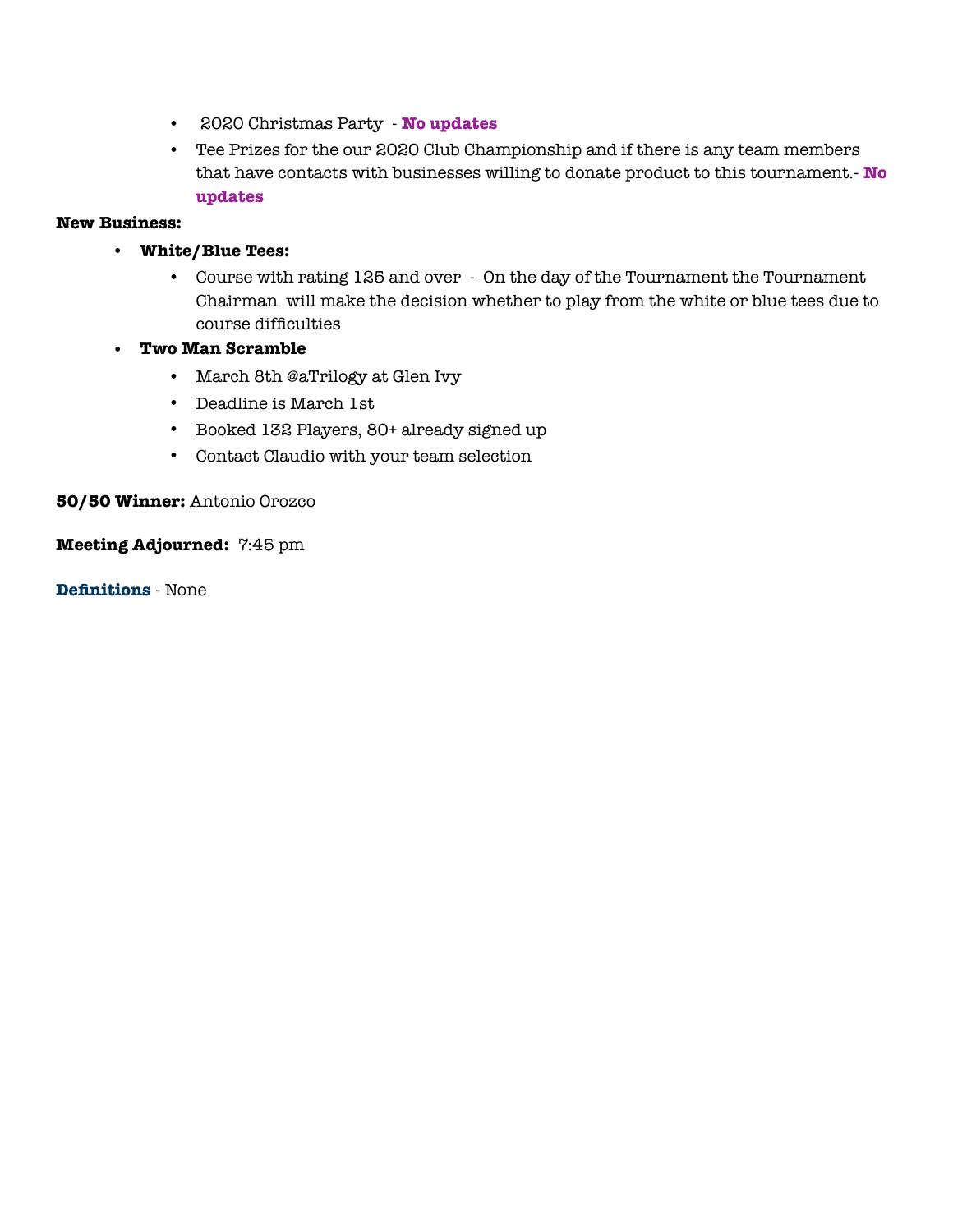- 2020 Christmas Party - **No updates**
- Tee Prizes for the our 2020 Club Championship and if there is any team members that have contacts with businesses willing to donate product to this tournament.- **No updates**

**New Business:**

- **White/Blue Tees:**
  - Course with rating 125 and over - On the day of the Tournament the Tournament Chairman will make the decision whether to play from the white or blue tees due to course difficulties
- **Two Man Scramble**
  - March 8th @aTrilogy at Glen Ivy
  - Deadline is March 1st
  - Booked 132 Players, 80+ already signed up
  - Contact Claudio with your team selection

**50/50 Winner:** Antonio Orozco

**Meeting Adjourned:** 7:45 pm

**Definitions** - None